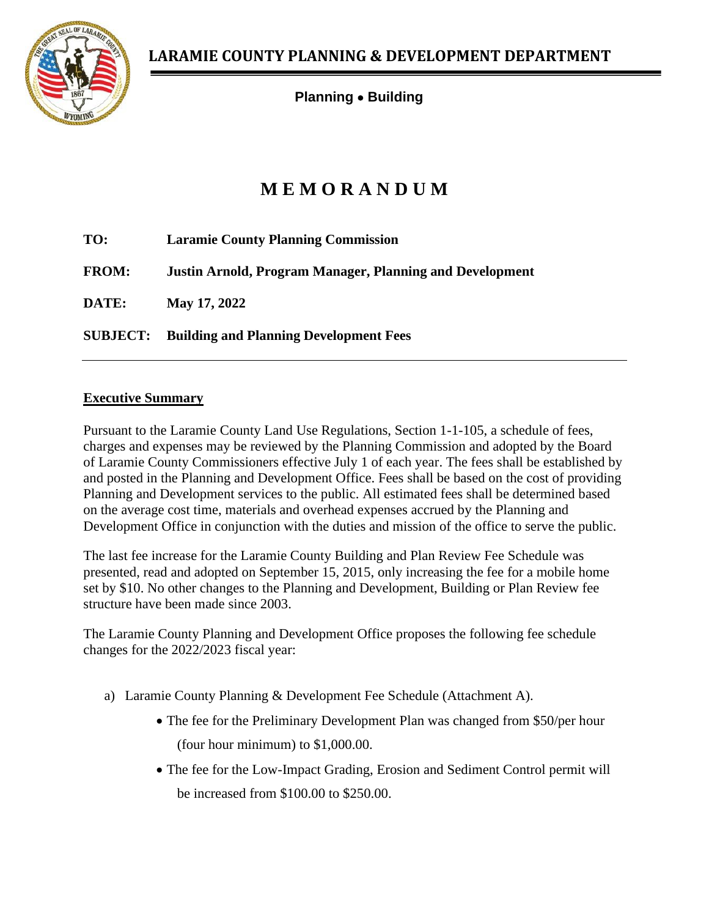# LARAMIE COUNTY PLANNING & DEVELOPMENT DEPARTMENT

**Planning • Building**

# MEMORANDUM

**TO:** **Laramie County Planning Commission**

**FROM:** **Justin Arnold, Program Manager, Planning and Development**

**DATE:** **May 17, 2022**

**SUBJECT:** **Building and Planning Development Fees**

---

## Executive Summary

Pursuant to the Laramie County Land Use Regulations, Section 1-1-105, a schedule of fees, charges and expenses may be reviewed by the Planning Commission and adopted by the Board of Laramie County Commissioners effective July 1 of each year. The fees shall be established by and posted in the Planning and Development Office. Fees shall be based on the cost of providing Planning and Development services to the public. All estimated fees shall be determined based on the average cost time, materials and overhead expenses accrued by the Planning and Development Office in conjunction with the duties and mission of the office to serve the public.

The last fee increase for the Laramie County Building and Plan Review Fee Schedule was presented, read and adopted on September 15, 2015, only increasing the fee for a mobile home set by $10. No other changes to the Planning and Development, Building or Plan Review fee structure have been made since 2003.

The Laramie County Planning and Development Office proposes the following fee schedule changes for the 2022/2023 fiscal year:

a) Laramie County Planning & Development Fee Schedule (Attachment A).
   - The fee for the Preliminary Development Plan was changed from $50/per hour (four hour minimum) to $1,000.00.
   - The fee for the Low-Impact Grading, Erosion and Sediment Control permit will be increased from $100.00 to $250.00.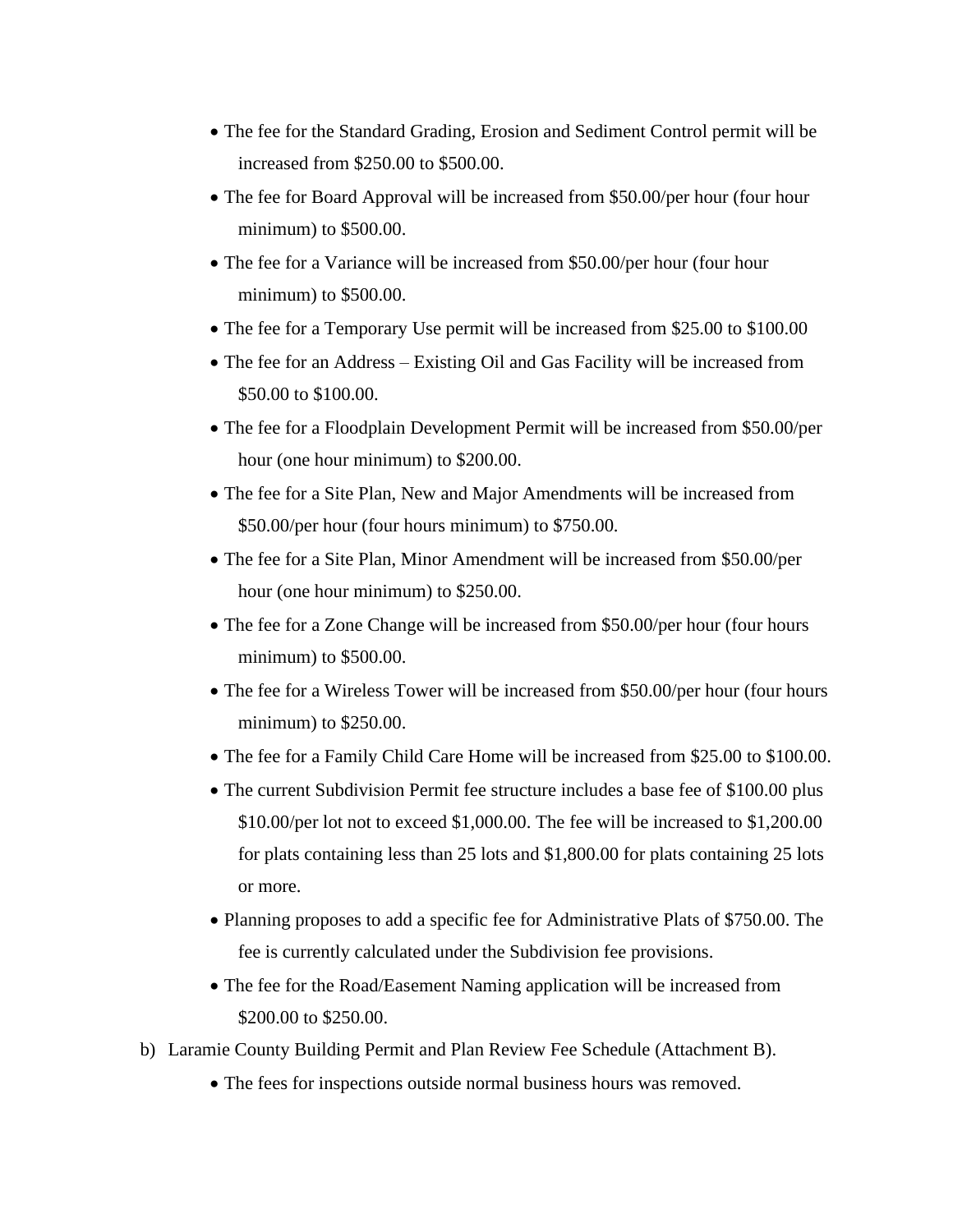- The fee for the Standard Grading, Erosion and Sediment Control permit will be increased from $250.00 to $500.00.
- The fee for Board Approval will be increased from $50.00/per hour (four hour minimum) to $500.00.
- The fee for a Variance will be increased from $50.00/per hour (four hour minimum) to $500.00.
- The fee for a Temporary Use permit will be increased from $25.00 to $100.00
- The fee for an Address – Existing Oil and Gas Facility will be increased from $50.00 to $100.00.
- The fee for a Floodplain Development Permit will be increased from $50.00/per hour (one hour minimum) to $200.00.
- The fee for a Site Plan, New and Major Amendments will be increased from $50.00/per hour (four hours minimum) to $750.00.
- The fee for a Site Plan, Minor Amendment will be increased from $50.00/per hour (one hour minimum) to $250.00.
- The fee for a Zone Change will be increased from $50.00/per hour (four hours minimum) to $500.00.
- The fee for a Wireless Tower will be increased from $50.00/per hour (four hours minimum) to $250.00.
- The fee for a Family Child Care Home will be increased from $25.00 to $100.00.
- The current Subdivision Permit fee structure includes a base fee of $100.00 plus $10.00/per lot not to exceed $1,000.00. The fee will be increased to $1,200.00 for plats containing less than 25 lots and $1,800.00 for plats containing 25 lots or more.
- Planning proposes to add a specific fee for Administrative Plats of $750.00. The fee is currently calculated under the Subdivision fee provisions.
- The fee for the Road/Easement Naming application will be increased from $200.00 to $250.00.

b) Laramie County Building Permit and Plan Review Fee Schedule (Attachment B).

- The fees for inspections outside normal business hours was removed.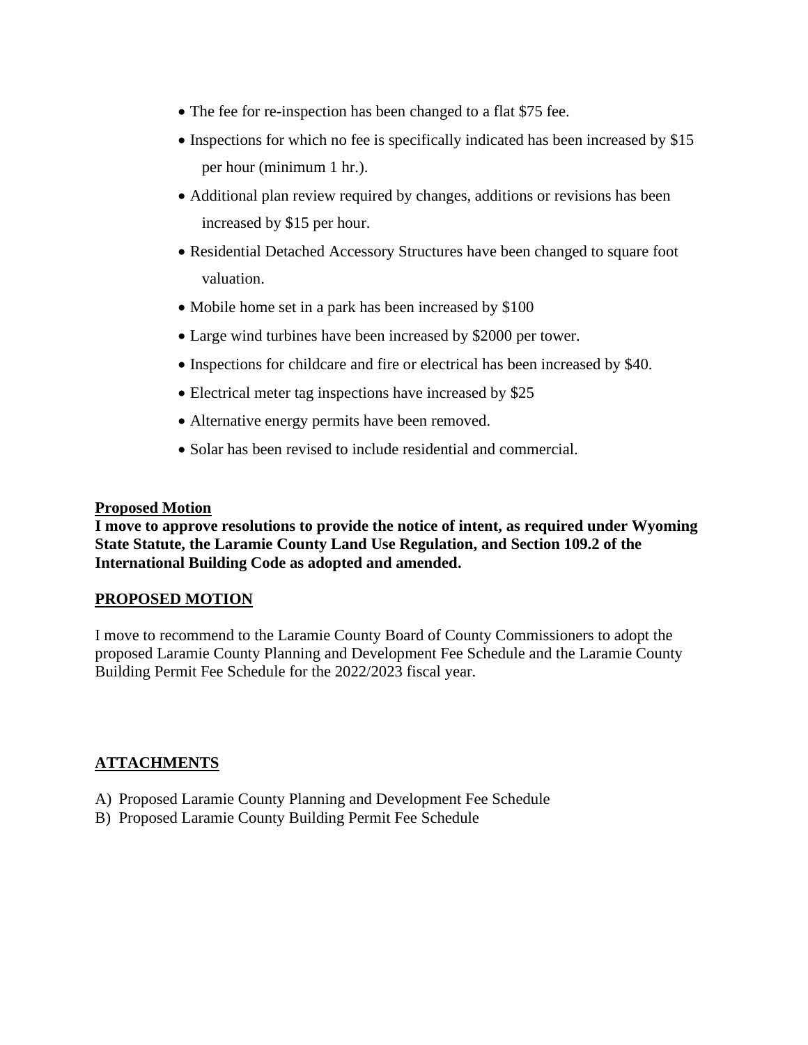- The fee for re-inspection has been changed to a flat $75 fee.
- Inspections for which no fee is specifically indicated has been increased by $15 per hour (minimum 1 hr.).
- Additional plan review required by changes, additions or revisions has been increased by $15 per hour.
- Residential Detached Accessory Structures have been changed to square foot valuation.
- Mobile home set in a park has been increased by $100
- Large wind turbines have been increased by $2000 per tower.
- Inspections for childcare and fire or electrical has been increased by $40.
- Electrical meter tag inspections have increased by $25
- Alternative energy permits have been removed.
- Solar has been revised to include residential and commercial.

**Proposed Motion**

**I move to approve resolutions to provide the notice of intent, as required under Wyoming State Statute, the Laramie County Land Use Regulation, and Section 109.2 of the International Building Code as adopted and amended.**

**PROPOSED MOTION**

I move to recommend to the Laramie County Board of County Commissioners to adopt the proposed Laramie County Planning and Development Fee Schedule and the Laramie County Building Permit Fee Schedule for the 2022/2023 fiscal year.

**ATTACHMENTS**

A) Proposed Laramie County Planning and Development Fee Schedule
B) Proposed Laramie County Building Permit Fee Schedule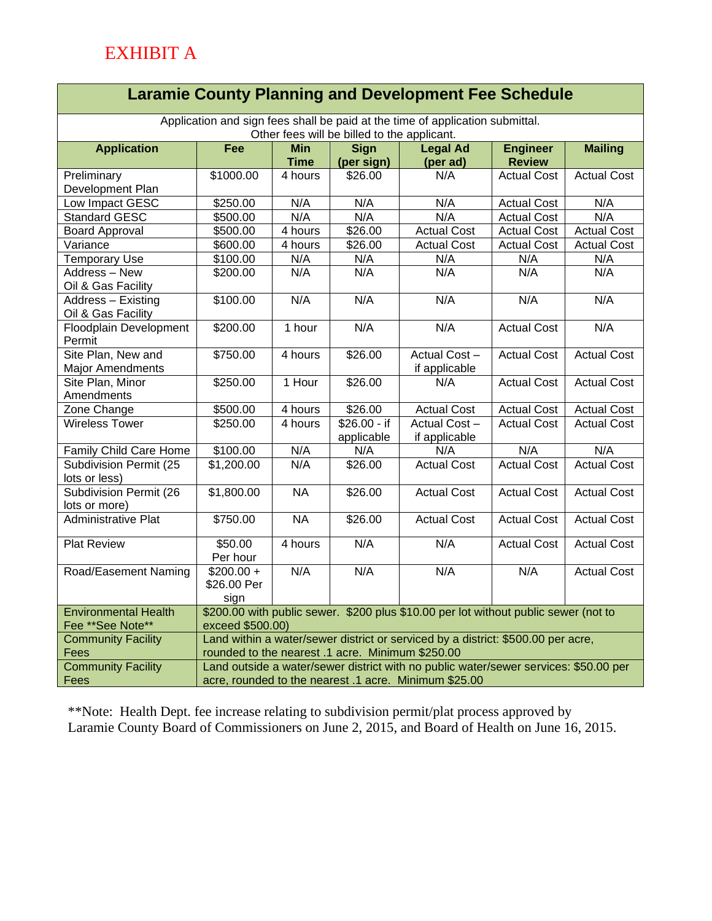# EXHIBIT A

| Laramie County Planning and Development Fee Schedule | | | | | | |
|---|---|---|---|---|---|---|
| Application and sign fees shall be paid at the time of application submittal. Other fees will be billed to the applicant. | | | | | | |
| **Application** | **Fee** | **Min Time** | **Sign (per sign)** | **Legal Ad (per ad)** | **Engineer Review** | **Mailing** |
| Preliminary Development Plan | $1000.00 | 4 hours | $26.00 | N/A | Actual Cost | Actual Cost |
| Low Impact GESC | $250.00 | N/A | N/A | N/A | Actual Cost | N/A |
| Standard GESC | $500.00 | N/A | N/A | N/A | Actual Cost | N/A |
| Board Approval | $500.00 | 4 hours | $26.00 | Actual Cost | Actual Cost | Actual Cost |
| Variance | $600.00 | 4 hours | $26.00 | Actual Cost | Actual Cost | Actual Cost |
| Temporary Use | $100.00 | N/A | N/A | N/A | N/A | N/A |
| Address – New Oil & Gas Facility | $200.00 | N/A | N/A | N/A | N/A | N/A |
| Address – Existing Oil & Gas Facility | $100.00 | N/A | N/A | N/A | N/A | N/A |
| Floodplain Development Permit | $200.00 | 1 hour | N/A | N/A | Actual Cost | N/A |
| Site Plan, New and Major Amendments | $750.00 | 4 hours | $26.00 | Actual Cost – if applicable | Actual Cost | Actual Cost |
| Site Plan, Minor Amendments | $250.00 | 1 Hour | $26.00 | N/A | Actual Cost | Actual Cost |
| Zone Change | $500.00 | 4 hours | $26.00 | Actual Cost | Actual Cost | Actual Cost |
| Wireless Tower | $250.00 | 4 hours | $26.00 - if applicable | Actual Cost – if applicable | Actual Cost | Actual Cost |
| Family Child Care Home | $100.00 | N/A | N/A | N/A | N/A | N/A |
| Subdivision Permit (25 lots or less) | $1,200.00 | N/A | $26.00 | Actual Cost | Actual Cost | Actual Cost |
| Subdivision Permit (26 lots or more) | $1,800.00 | NA | $26.00 | Actual Cost | Actual Cost | Actual Cost |
| Administrative Plat | $750.00 | NA | $26.00 | Actual Cost | Actual Cost | Actual Cost |
| Plat Review | $50.00 Per hour | 4 hours | N/A | N/A | Actual Cost | Actual Cost |
| Road/Easement Naming | $200.00 + $26.00 Per sign | N/A | N/A | N/A | N/A | Actual Cost |
| Environmental Health Fee **See Note** | $200.00 with public sewer. $200 plus $10.00 per lot without public sewer (not to exceed $500.00) | | | | | |
| Community Facility Fees | Land within a water/sewer district or serviced by a district: $500.00 per acre, rounded to the nearest .1 acre. Minimum $250.00 | | | | | |
| Community Facility Fees | Land outside a water/sewer district with no public water/sewer services: $50.00 per acre, rounded to the nearest .1 acre. Minimum $25.00 | | | | | |

**Note: Health Dept. fee increase relating to subdivision permit/plat process approved by Laramie County Board of Commissioners on June 2, 2015, and Board of Health on June 16, 2015.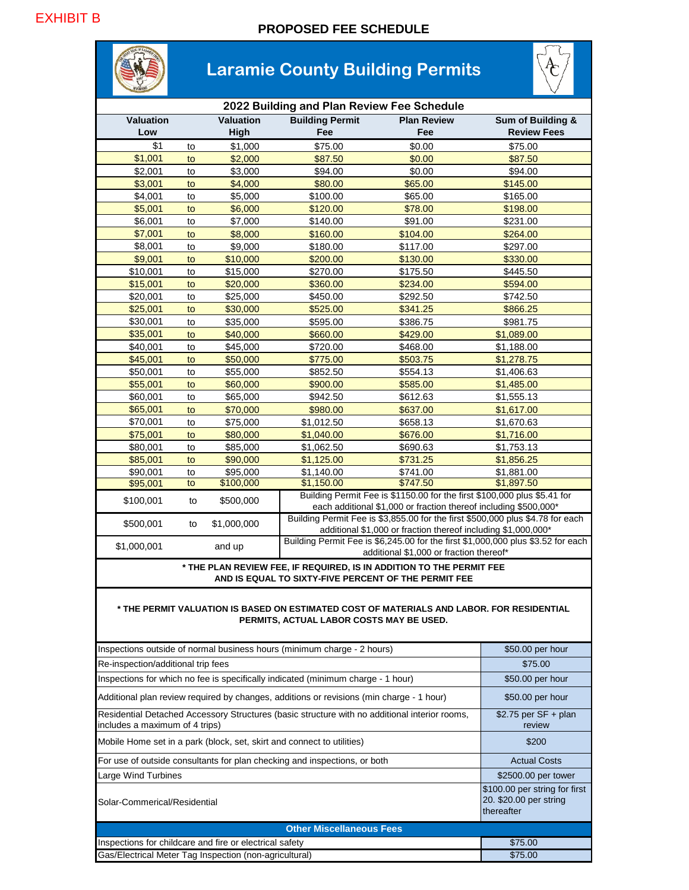EXHIBIT B

## PROPOSED FEE SCHEDULE

# Laramie County Building Permits

### 2022 Building and Plan Review Fee Schedule

| Valuation Low | | Valuation High | Building Permit Fee | Plan Review Fee | Sum of Building & Review Fees |
|---|---|---|---|---|---|
| $1 | to | $1,000 | $75.00 | $0.00 | $75.00 |
| $1,001 | to | $2,000 | $87.50 | $0.00 | $87.50 |
| $2,001 | to | $3,000 | $94.00 | $0.00 | $94.00 |
| $3,001 | to | $4,000 | $80.00 | $65.00 | $145.00 |
| $4,001 | to | $5,000 | $100.00 | $65.00 | $165.00 |
| $5,001 | to | $6,000 | $120.00 | $78.00 | $198.00 |
| $6,001 | to | $7,000 | $140.00 | $91.00 | $231.00 |
| $7,001 | to | $8,000 | $160.00 | $104.00 | $264.00 |
| $8,001 | to | $9,000 | $180.00 | $117.00 | $297.00 |
| $9,001 | to | $10,000 | $200.00 | $130.00 | $330.00 |
| $10,001 | to | $15,000 | $270.00 | $175.50 | $445.50 |
| $15,001 | to | $20,000 | $360.00 | $234.00 | $594.00 |
| $20,001 | to | $25,000 | $450.00 | $292.50 | $742.50 |
| $25,001 | to | $30,000 | $525.00 | $341.25 | $866.25 |
| $30,001 | to | $35,000 | $595.00 | $386.75 | $981.75 |
| $35,001 | to | $40,000 | $660.00 | $429.00 | $1,089.00 |
| $40,001 | to | $45,000 | $720.00 | $468.00 | $1,188.00 |
| $45,001 | to | $50,000 | $775.00 | $503.75 | $1,278.75 |
| $50,001 | to | $55,000 | $852.50 | $554.13 | $1,406.63 |
| $55,001 | to | $60,000 | $900.00 | $585.00 | $1,485.00 |
| $60,001 | to | $65,000 | $942.50 | $612.63 | $1,555.13 |
| $65,001 | to | $70,000 | $980.00 | $637.00 | $1,617.00 |
| $70,001 | to | $75,000 | $1,012.50 | $658.13 | $1,670.63 |
| $75,001 | to | $80,000 | $1,040.00 | $676.00 | $1,716.00 |
| $80,001 | to | $85,000 | $1,062.50 | $690.63 | $1,753.13 |
| $85,001 | to | $90,000 | $1,125.00 | $731.25 | $1,856.25 |
| $90,001 | to | $95,000 | $1,140.00 | $741.00 | $1,881.00 |
| $95,001 | to | $100,000 | $1,150.00 | $747.50 | $1,897.50 |
| $100,001 | to | $500,000 | Building Permit Fee is $1150.00 for the first $100,000 plus $5.41 for each additional $1,000 or fraction thereof including $500,000* | | |
| $500,001 | to | $1,000,000 | Building Permit Fee is $3,855.00 for the first $500,000 plus $4.78 for each additional $1,000 or fraction thereof including $1,000,000* | | |
| $1,000,001 | | and up | Building Permit Fee is $6,245.00 for the first $1,000,000 plus $3.52 for each additional $1,000 or fraction thereof* | | |

**\* THE PLAN REVIEW FEE, IF REQUIRED, IS IN ADDITION TO THE PERMIT FEE AND IS EQUAL TO SIXTY-FIVE PERCENT OF THE PERMIT FEE**

**\* THE PERMIT VALUATION IS BASED ON ESTIMATED COST OF MATERIALS AND LABOR. FOR RESIDENTIAL PERMITS, ACTUAL LABOR COSTS MAY BE USED.**

| Item | Fee |
|---|---|
| Inspections outside of normal business hours (minimum charge - 2 hours) | $50.00 per hour |
| Re-inspection/additional trip fees | $75.00 |
| Inspections for which no fee is specifically indicated (minimum charge - 1 hour) | $50.00 per hour |
| Additional plan review required by changes, additions or revisions (min charge - 1 hour) | $50.00 per hour |
| Residential Detached Accessory Structures (basic structure with no additional interior rooms, includes a maximum of 4 trips) | $2.75 per SF + plan review |
| Mobile Home set in a park (block, set, skirt and connect to utilities) | $200 |
| For use of outside consultants for plan checking and inspections, or both | Actual Costs |
| Large Wind Turbines | $2500.00 per tower |
| Solar-Commerical/Residential | $100.00 per string for first 20. $20.00 per string thereafter |

### Other Miscellaneous Fees

| Item | Fee |
|---|---|
| Inspections for childcare and fire or electrical safety | $75.00 |
| Gas/Electrical Meter Tag Inspection (non-agricultural) | $75.00 |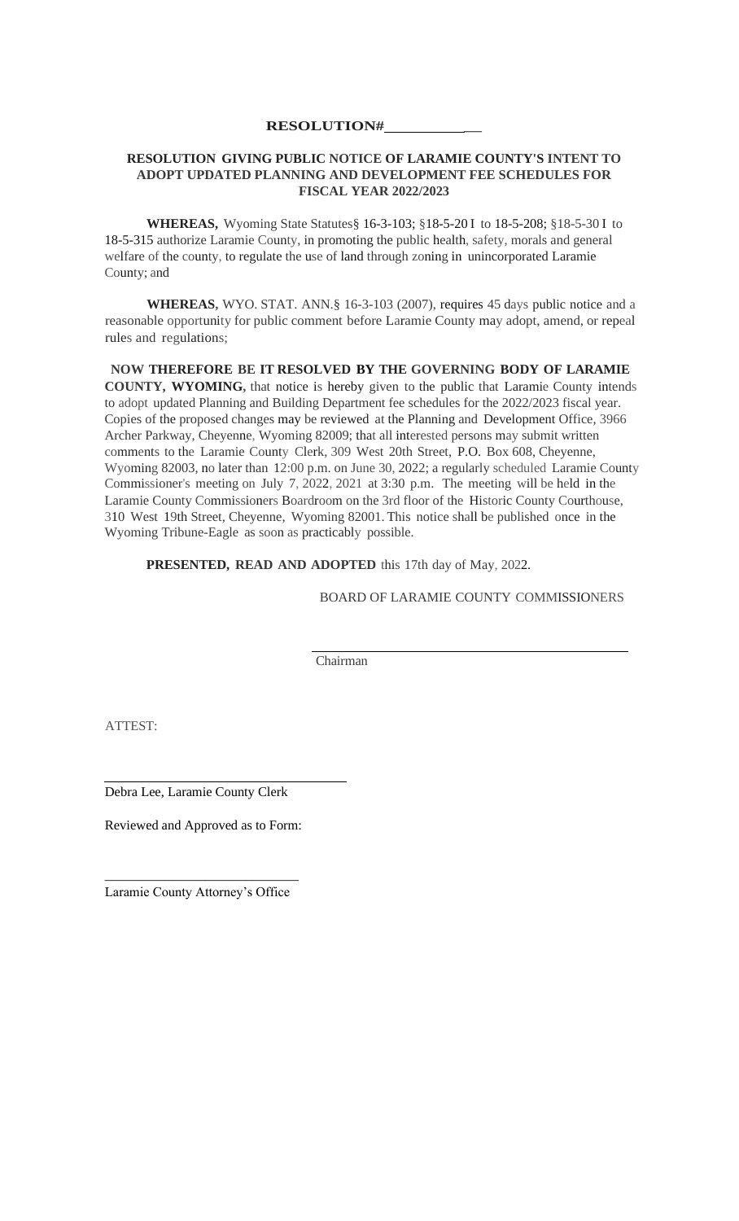**RESOLUTION#\_\_\_\_\_\_\_\_\_\_\_\_**

**RESOLUTION GIVING PUBLIC NOTICE OF LARAMIE COUNTY'S INTENT TO ADOPT UPDATED PLANNING AND DEVELOPMENT FEE SCHEDULES FOR FISCAL YEAR 2022/2023**

**WHEREAS,** Wyoming State Statutes§ 16-3-103; §18-5-20 I to 18-5-208; §18-5-30 I to 18-5-315 authorize Laramie County, in promoting the public health, safety, morals and general welfare of the county, to regulate the use of land through zoning in unincorporated Laramie County; and

**WHEREAS,** WYO. STAT. ANN.§ 16-3-103 (2007), requires 45 days public notice and a reasonable opportunity for public comment before Laramie County may adopt, amend, or repeal rules and regulations;

**NOW THEREFORE BE IT RESOLVED BY THE GOVERNING BODY OF LARAMIE COUNTY, WYOMING,** that notice is hereby given to the public that Laramie County intends to adopt updated Planning and Building Department fee schedules for the 2022/2023 fiscal year. Copies of the proposed changes may be reviewed at the Planning and Development Office, 3966 Archer Parkway, Cheyenne, Wyoming 82009; that all interested persons may submit written comments to the Laramie County Clerk, 309 West 20th Street, P.O. Box 608, Cheyenne, Wyoming 82003, no later than 12:00 p.m. on June 30, 2022; a regularly scheduled Laramie County Commissioner's meeting on July 7, 2022, 2021 at 3:30 p.m. The meeting will be held in the Laramie County Commissioners Boardroom on the 3rd floor of the Historic County Courthouse, 310 West 19th Street, Cheyenne, Wyoming 82001. This notice shall be published once in the Wyoming Tribune-Eagle as soon as practicably possible.

**PRESENTED, READ AND ADOPTED** this 17th day of May, 2022.

BOARD OF LARAMIE COUNTY COMMISSIONERS

\_\_\_\_\_\_\_\_\_\_\_\_\_\_\_\_\_\_\_\_\_\_\_\_\_\_\_\_\_\_\_\_\_\_\_\_\_\_\_\_

Chairman

ATTEST:

\_\_\_\_\_\_\_\_\_\_\_\_\_\_\_\_\_\_\_\_\_\_\_\_\_\_\_\_\_\_\_\_

Debra Lee, Laramie County Clerk

Reviewed and Approved as to Form:

\_\_\_\_\_\_\_\_\_\_\_\_\_\_\_\_\_\_\_\_\_\_\_\_\_\_\_\_\_\_

Laramie County Attorney's Office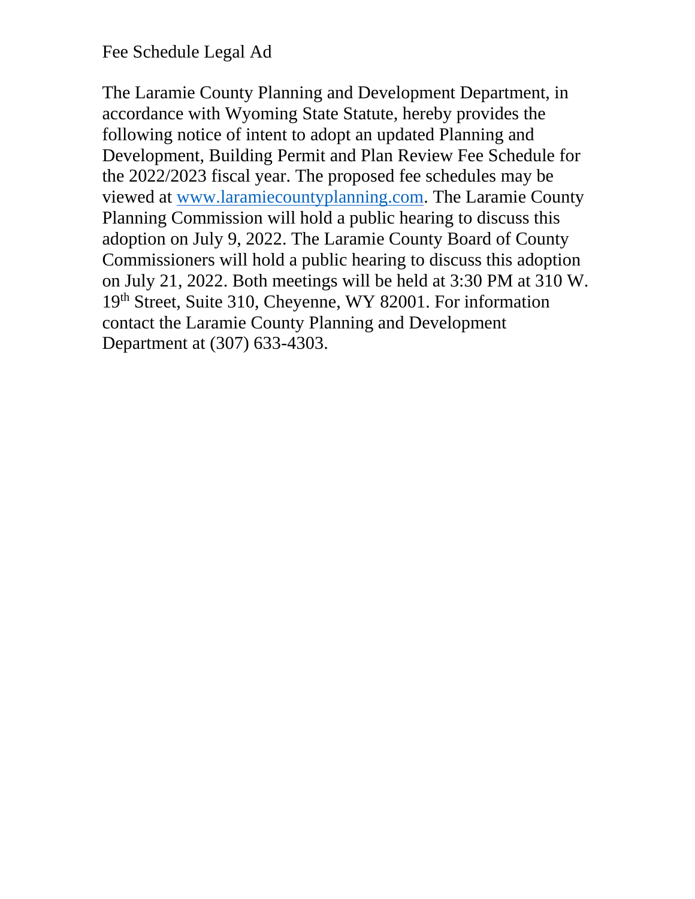Fee Schedule Legal Ad

The Laramie County Planning and Development Department, in accordance with Wyoming State Statute, hereby provides the following notice of intent to adopt an updated Planning and Development, Building Permit and Plan Review Fee Schedule for the 2022/2023 fiscal year. The proposed fee schedules may be viewed at [www.laramiecountyplanning.com](http://www.laramiecountyplanning.com). The Laramie County Planning Commission will hold a public hearing to discuss this adoption on July 9, 2022. The Laramie County Board of County Commissioners will hold a public hearing to discuss this adoption on July 21, 2022. Both meetings will be held at 3:30 PM at 310 W. 19th Street, Suite 310, Cheyenne, WY 82001. For information contact the Laramie County Planning and Development Department at (307) 633-4303.